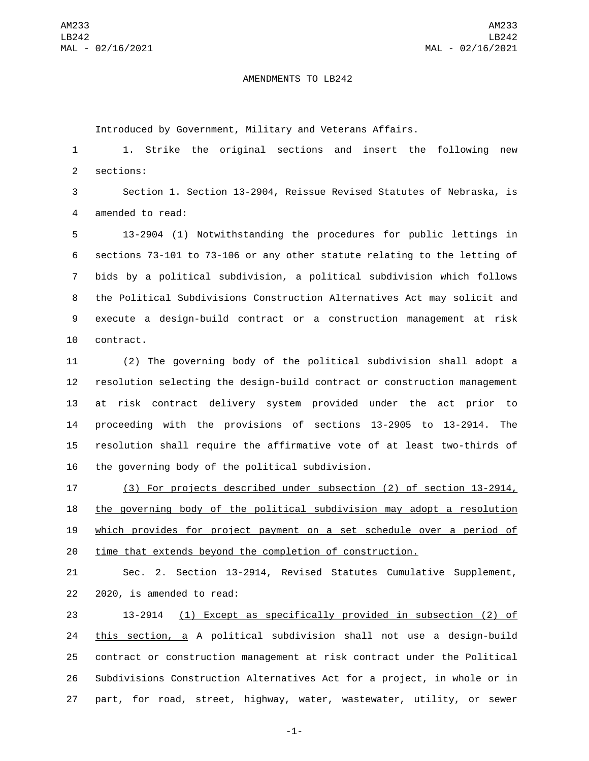AMENDMENTS TO LB242

Introduced by Government, Military and Veterans Affairs.

1. Strike the original sections and insert the following new sections:

Section 1. Section 13-2904, Reissue Revised Statutes of Nebraska, is amended to read:

13-2904 (1) Notwithstanding the procedures for public lettings in sections 73-101 to 73-106 or any other statute relating to the letting of bids by a political subdivision, a political subdivision which follows the Political Subdivisions Construction Alternatives Act may solicit and execute a design-build contract or a construction management at risk contract.

(2) The governing body of the political subdivision shall adopt a resolution selecting the design-build contract or construction management at risk contract delivery system provided under the act prior to proceeding with the provisions of sections 13-2905 to 13-2914. The resolution shall require the affirmative vote of at least two-thirds of the governing body of the political subdivision.

<u>(3) For projects described under subsection (2) of section 13-2914, the governing body of the political subdivision may adopt a resolution which provides for project payment on a set schedule over a period of time that extends beyond the completion of construction.</u>

Sec. 2. Section 13-2914, Revised Statutes Cumulative Supplement, 2020, is amended to read:

13-2914 <u>(1) Except as specifically provided in subsection (2) of this section, a</u> ~~A~~ political subdivision shall not use a design-build contract or construction management at risk contract under the Political Subdivisions Construction Alternatives Act for a project, in whole or in part, for road, street, highway, water, wastewater, utility, or sewer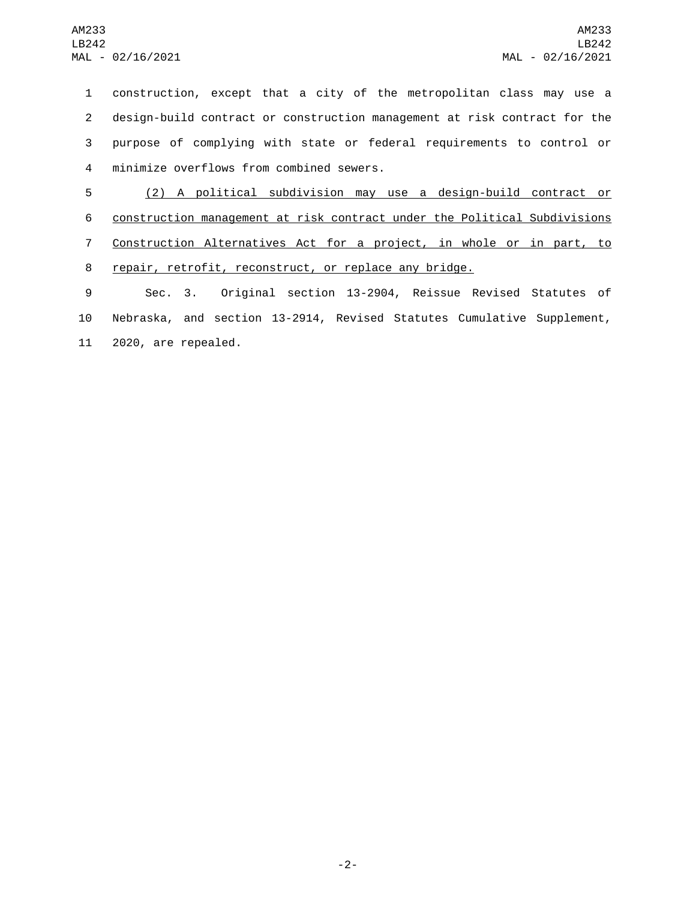construction, except that a city of the metropolitan class may use a design-build contract or construction management at risk contract for the purpose of complying with state or federal requirements to control or minimize overflows from combined sewers.

(2) A political subdivision may use a design-build contract or construction management at risk contract under the Political Subdivisions Construction Alternatives Act for a project, in whole or in part, to repair, retrofit, reconstruct, or replace any bridge.

Sec. 3. Original section 13-2904, Reissue Revised Statutes of Nebraska, and section 13-2914, Revised Statutes Cumulative Supplement, 2020, are repealed.